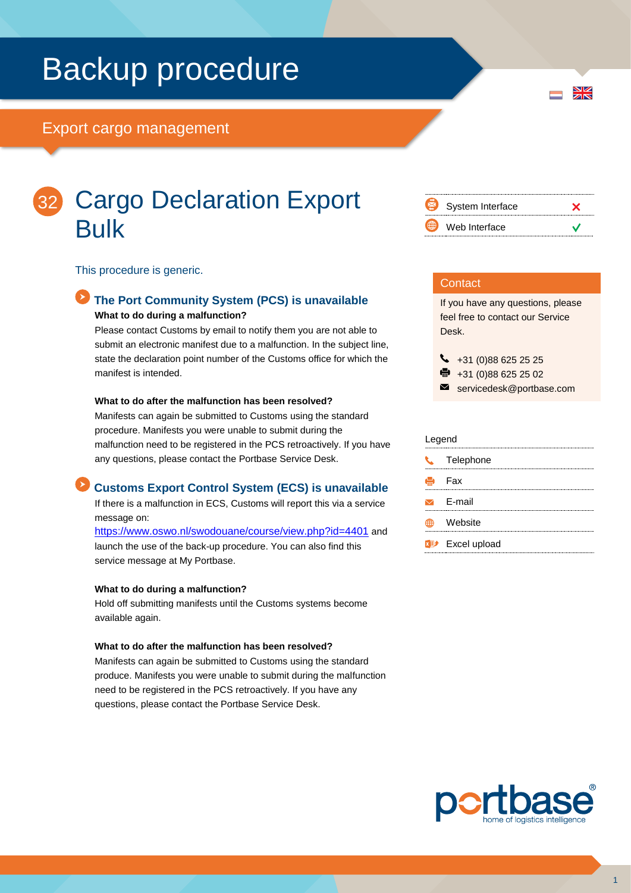# Backup procedure

## Export cargo management

## 32 Cargo Declaration Export Bulk

This procedure is generic.

### The Port Community System (PCS) is unavailable

**What to do during a malfunction?**

Please contact Customs by email to notify them you are not able to submit an electronic manifest due to a malfunction. In the subject line, state the declaration point number of the Customs office for which the manifest is intended.

**What to do after the malfunction has been resolved?**

Manifests can again be submitted to Customs using the standard procedure. Manifests you were unable to submit during the malfunction need to be registered in the PCS retroactively. If you have any questions, please contact the Portbase Service Desk.

### Customs Export Control System (ECS) is unavailable

If there is a malfunction in ECS, Customs will report this via a service message on: https://www.oswo.nl/swodouane/course/view.php?id=4401 and launch the use of the back-up procedure. You can also find this service message at My Portbase.

**What to do during a malfunction?**

Hold off submitting manifests until the Customs systems become available again.

**What to do after the malfunction has been resolved?**

Manifests can again be submitted to Customs using the standard produce. Manifests you were unable to submit during the malfunction need to be registered in the PCS retroactively. If you have any questions, please contact the Portbase Service Desk.

| | |
|---|---|
| System Interface | ✗ |
| Web Interface | ✓ |

**Contact**

If you have any questions, please feel free to contact our Service Desk.

- Telephone: +31 (0)88 625 25 25
- Fax: +31 (0)88 625 25 02
- E-mail: servicedesk@portbase.com

**Legend**

- Telephone
- Fax
- E-mail
- Website
- Excel upload

portbase®
home of logistics intelligence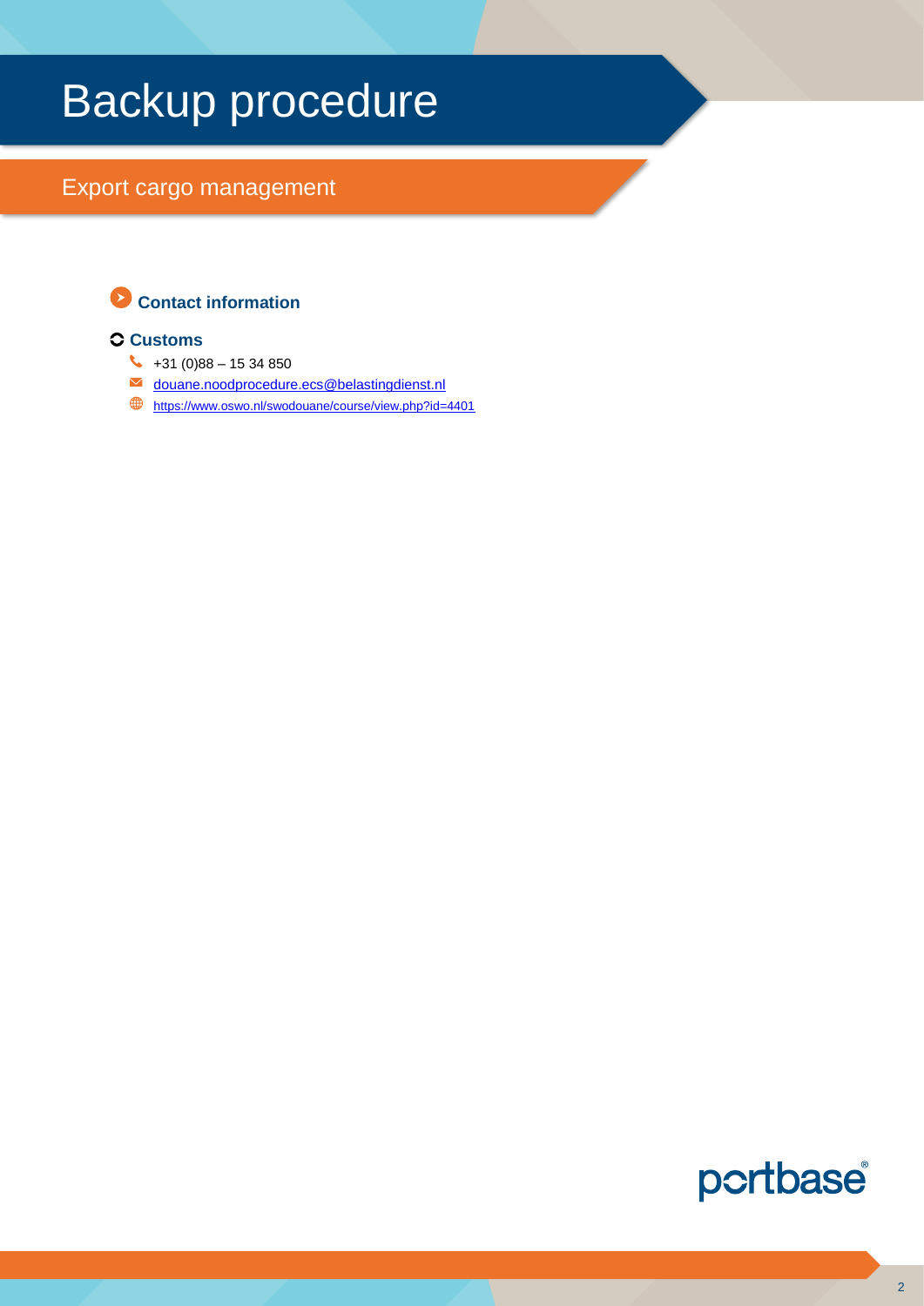# Backup procedure

## Export cargo management

### Contact information

**Customs**

- +31 (0)88 – 15 34 850
- douane.noodprocedure.ecs@belastingdienst.nl
- https://www.oswo.nl/swodouane/course/view.php?id=4401